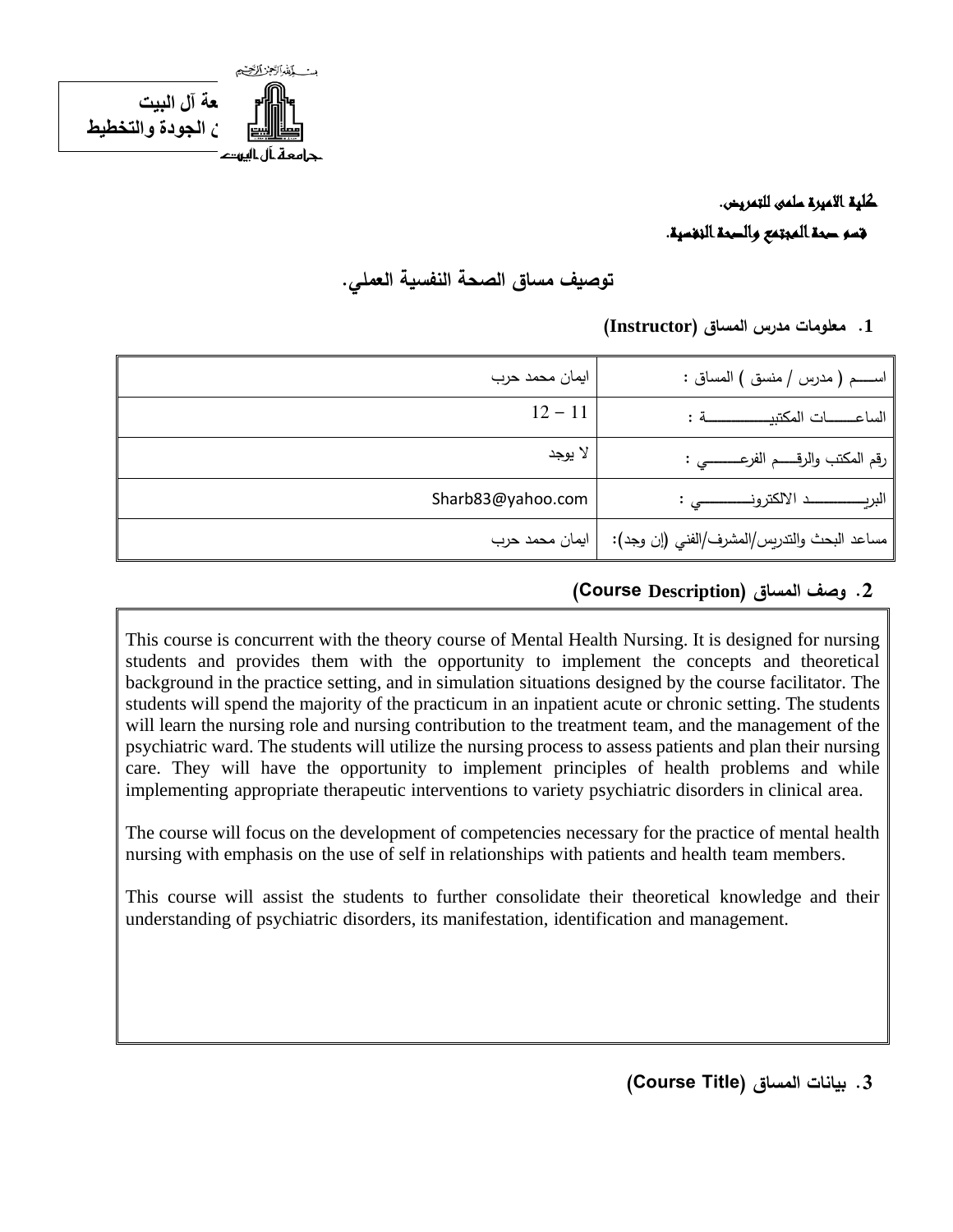بسم الله الرحمن الرحيم

جامعة آل البيت
مركز الجودة والتخطيط

جامعة آل البيت

**كلية الاميرة سلمى للتمريض.**

**قسم صحة المجتمع والصحة النفسية.**

## توصيف مساق الصحة النفسية العملي.

### 1. معلومات مدرس المساق (Instructor)

| | |
|---|---|
| اســـم ( مدرس / منسق ) المساق : | ايمان محمد حرب |
| الساعـــــات المكتبيـــــــــــة : | 11 – 12 |
| رقم المكتب والرقـــم الفرعـــــــي : | لا يوجد |
| البريـــــــــــد الالكترونـــــــــي : | Sharb83@yahoo.com |
| مساعد البحث والتدريس/المشرف/الفني (إن وجد): | ايمان محمد حرب |

### 2. وصف المساق (Course Description)

This course is concurrent with the theory course of Mental Health Nursing. It is designed for nursing students and provides them with the opportunity to implement the concepts and theoretical background in the practice setting, and in simulation situations designed by the course facilitator. The students will spend the majority of the practicum in an inpatient acute or chronic setting. The students will learn the nursing role and nursing contribution to the treatment team, and the management of the psychiatric ward. The students will utilize the nursing process to assess patients and plan their nursing care. They will have the opportunity to implement principles of health problems and while implementing appropriate therapeutic interventions to variety psychiatric disorders in clinical area.

The course will focus on the development of competencies necessary for the practice of mental health nursing with emphasis on the use of self in relationships with patients and health team members.

This course will assist the students to further consolidate their theoretical knowledge and their understanding of psychiatric disorders, its manifestation, identification and management.

### 3. بيانات المساق (Course Title)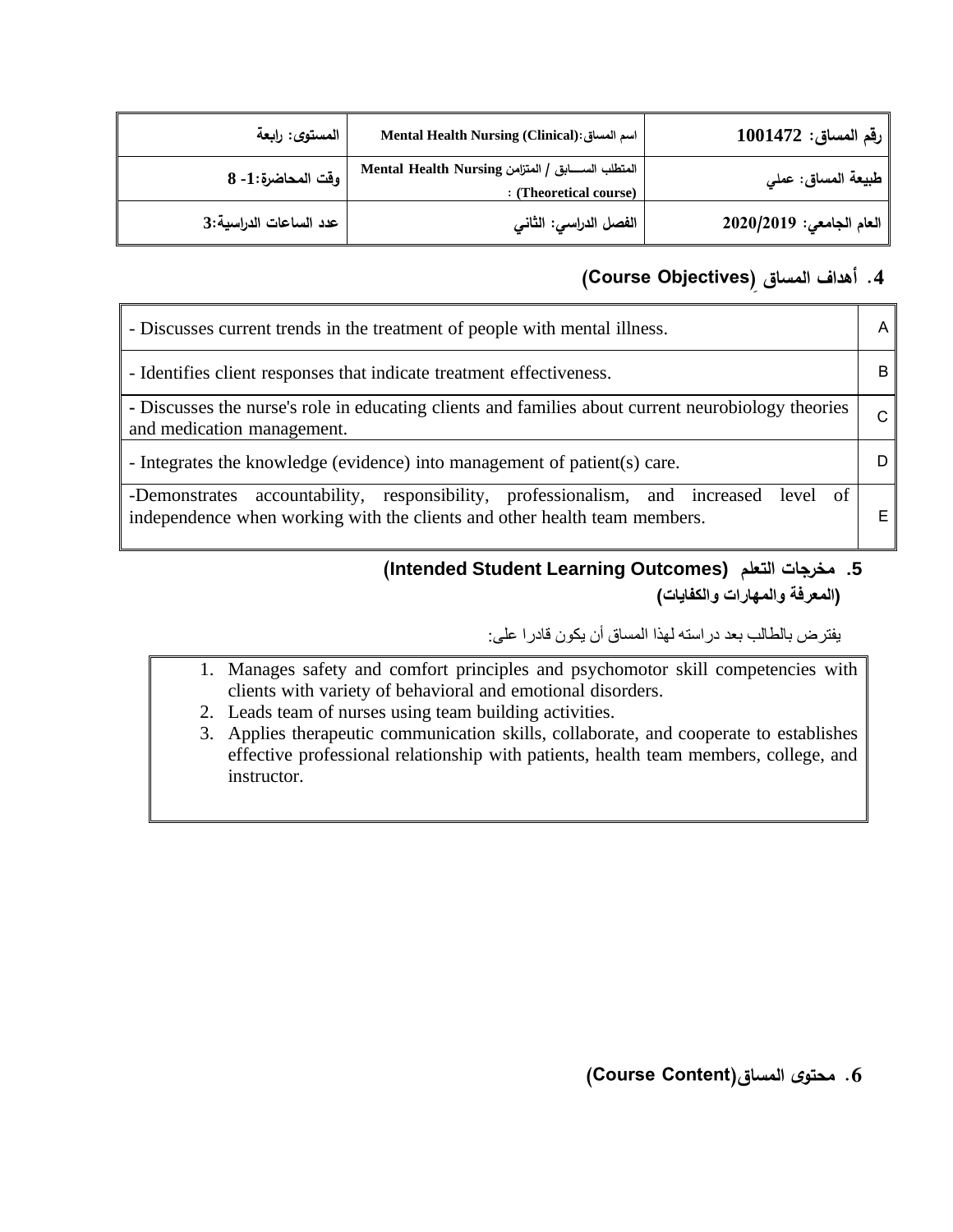| رقم المساق: 1001472 | اسم المساق: Mental Health Nursing (Clinical) | المستوى: رابعة |
|---|---|---|
| طبيعة المساق: عملي | المتطلب الســــابق / المتزامن Mental Health Nursing (Theoretical course) : | وقت المحاضرة: 1- 8 |
| العام الجامعي: 2020/2019 | الفصل الدراسي: الثاني | عدد الساعات الدراسية: 3 |

### 4. أهداف المساق (Course Objectives)

| | |
|---|---|
| A | - Discusses current trends in the treatment of people with mental illness. |
| B | - Identifies client responses that indicate treatment effectiveness. |
| C | - Discusses the nurse's role in educating clients and families about current neurobiology theories and medication management. |
| D | - Integrates the knowledge (evidence) into management of patient(s) care. |
| E | -Demonstrates accountability, responsibility, professionalism, and increased level of independence when working with the clients and other health team members. |

### 5. مخرجات التعلم (Intended Student Learning Outcomes)
**(المعرفة والمهارات والكفايات)**

يفترض بالطالب بعد دراسته لهذا المساق أن يكون قادرا على:

1. Manages safety and comfort principles and psychomotor skill competencies with clients with variety of behavioral and emotional disorders.
2. Leads team of nurses using team building activities.
3. Applies therapeutic communication skills, collaborate, and cooperate to establishes effective professional relationship with patients, health team members, college, and instructor.

### 6. محتوى المساق(Course Content)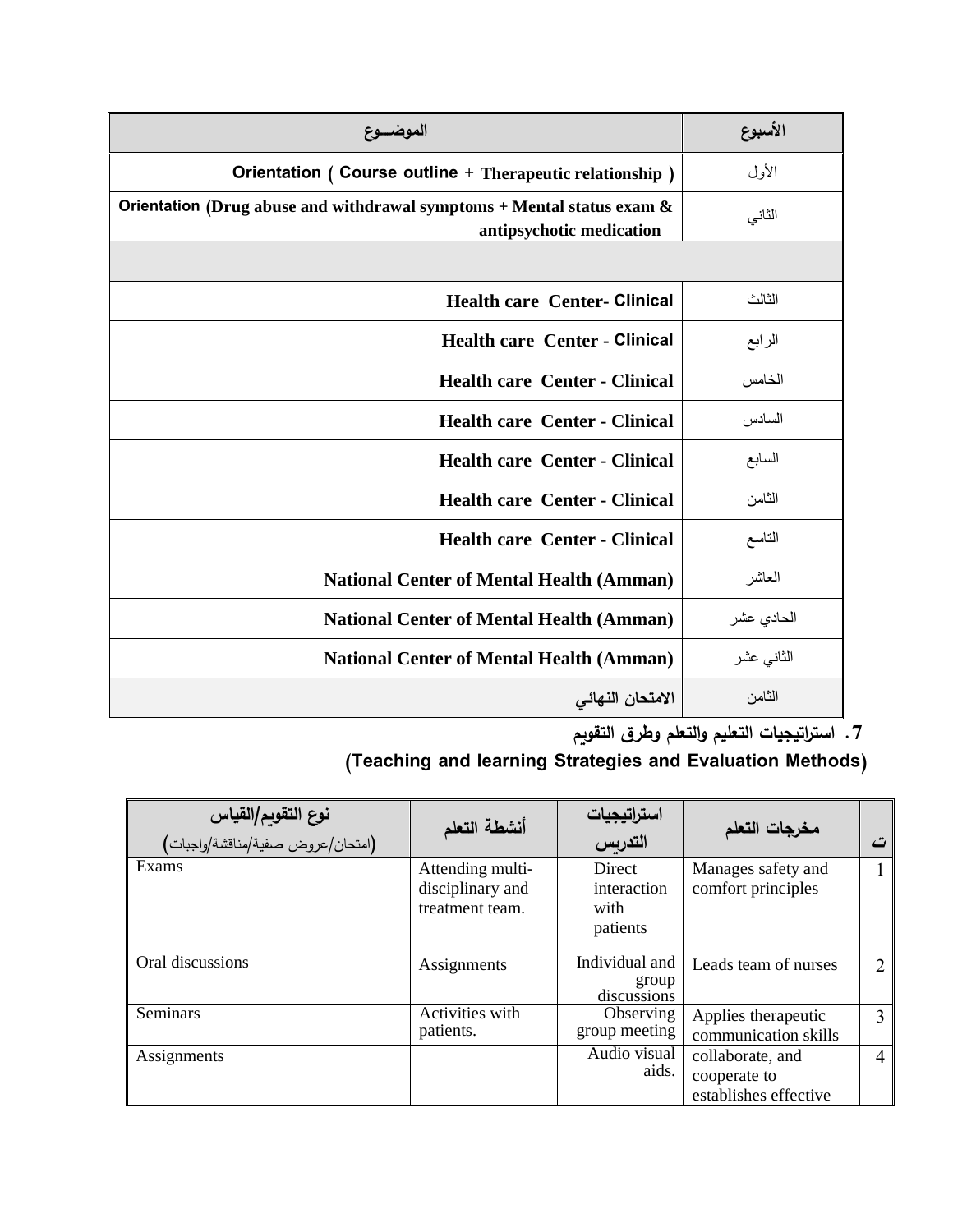| الأسبوع | الموضــوع |
|---|---|
| الأول | Orientation ( Course outline + Therapeutic relationship ) |
| الثاني | Orientation (Drug abuse and withdrawal symptoms + Mental status exam & antipsychotic medication |
| | |
| الثالث | Health care Center- Clinical |
| الرابع | Health care Center - Clinical |
| الخامس | Health care Center - Clinical |
| السادس | Health care Center - Clinical |
| السابع | Health care Center - Clinical |
| الثامن | Health care Center - Clinical |
| التاسع | Health care Center - Clinical |
| العاشر | National Center of Mental Health (Amman) |
| الحادي عشر | National Center of Mental Health (Amman) |
| الثاني عشر | National Center of Mental Health (Amman) |
| الثامن | الامتحان النهائي |

## 7. استراتيجيات التعليم والتعلم وطرق التقويم

## (Teaching and learning Strategies and Evaluation Methods)

| ت | مخرجات التعلم | استراتيجيات التدريس | أنشطة التعلم | نوع التقويم/القياس (امتحان/عروض صفية/مناقشة/واجبات) |
|---|---|---|---|---|
| 1 | Manages safety and comfort principles | Direct interaction with patients | Attending multi-disciplinary and treatment team. | Exams |
| 2 | Leads team of nurses | Individual and group discussions | Assignments | Oral discussions |
| 3 | Applies therapeutic communication skills | Observing group meeting | Activities with patients. | Seminars |
| 4 | collaborate, and cooperate to establishes effective | Audio visual aids. | | Assignments |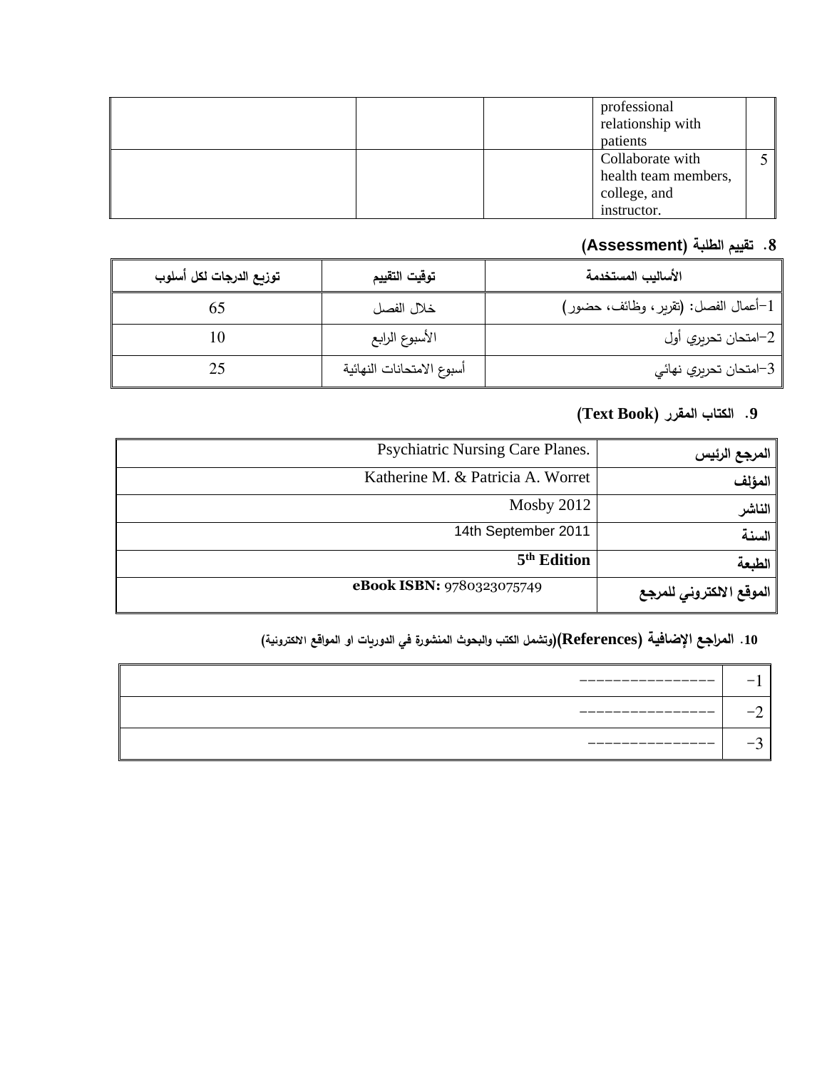| | | | | |
|---|---|---|---|---|
| | | | professional relationship with patients | |
| | | | Collaborate with health team members, college, and instructor. | 5 |

### 8. تقييم الطلبة (Assessment)

| الأساليب المستخدمة | توقيت التقييم | توزيع الدرجات لكل أسلوب |
|---|---|---|
| 1-أعمال الفصل: (تقرير، وظائف، حضور) | خلال الفصل | 65 |
| 2-امتحان تحريري أول | الأسبوع الرابع | 10 |
| 3-امتحان تحريري نهائي | أسبوع الامتحانات النهائية | 25 |

### 9. الكتاب المقرر (Text Book)

| | |
|---|---|
| المرجع الرئيس | Psychiatric Nursing Care Planes. |
| المؤلف | Katherine M. & Patricia A. Worret |
| الناشر | Mosby 2012 |
| السنة | 14th September 2011 |
| الطبعة | **5th Edition** |
| الموقع الالكتروني للمرجع | **eBook ISBN:** 9780323075749 |

### 10. المراجع الإضافية (References)(وتشمل الكتب والبحوث المنشورة في الدوريات او المواقع الالكترونية)

| | |
|---|---|
| 1- | --------------- |
| 2- | --------------- |
| 3- | -------------- |